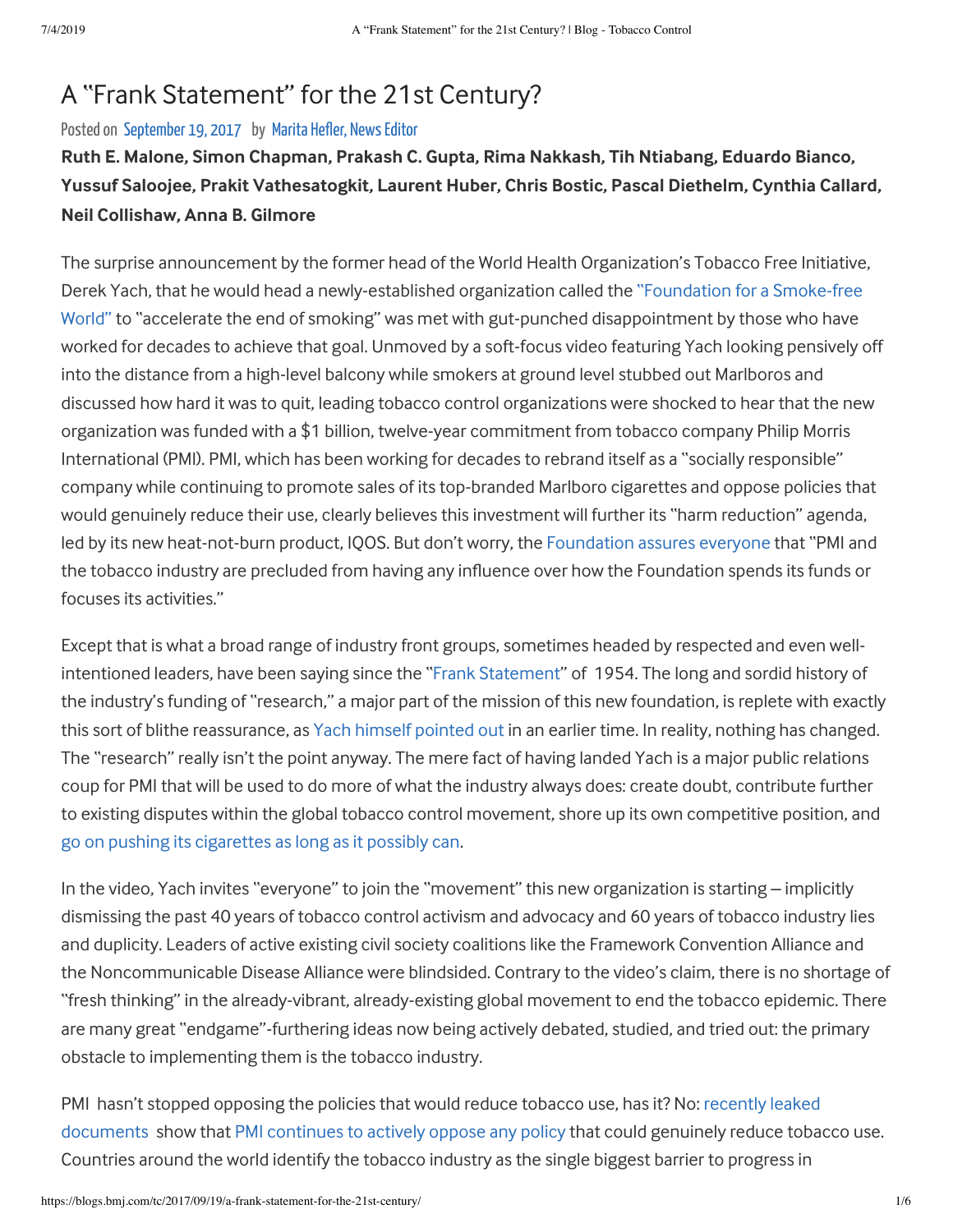# A "Frank Statement" for the 21st Century?

Posted on September 19, 2017 by Marita Hefler, News Editor

**Ruth E. Malone, Simon Chapman, Prakash C. Gupta, Rima Nakkash, Tih Ntiabang, Eduardo Bianco, Yussuf Saloojee, Prakit Vathesatogkit, Laurent Huber, Chris Bostic, Pascal Diethelm, Cynthia Callard, Neil Collishaw, Anna B. Gilmore**

The surprise announcement by the former head of the World Health Organization's Tobacco Free Initiative, Derek Yach, that he would head a newly-established organization called the "Foundation for a Smoke-free World" to "accelerate the end of smoking" was met with gut-punched disappointment by those who have worked for decades to achieve that goal. Unmoved by a soft-focus video featuring Yach looking pensively off into the distance from a high-level balcony while smokers at ground level stubbed out Marlboros and discussed how hard it was to quit, leading tobacco control organizations were shocked to hear that the new organization was funded with a $1 billion, twelve-year commitment from tobacco company Philip Morris International (PMI). PMI, which has been working for decades to rebrand itself as a "socially responsible" company while continuing to promote sales of its top-branded Marlboro cigarettes and oppose policies that would genuinely reduce their use, clearly believes this investment will further its "harm reduction" agenda, led by its new heat-not-burn product, IQOS. But don't worry, the Foundation assures everyone that "PMI and the tobacco industry are precluded from having any influence over how the Foundation spends its funds or focuses its activities."

Except that is what a broad range of industry front groups, sometimes headed by respected and even well-intentioned leaders, have been saying since the "Frank Statement" of 1954. The long and sordid history of the industry's funding of "research," a major part of the mission of this new foundation, is replete with exactly this sort of blithe reassurance, as Yach himself pointed out in an earlier time. In reality, nothing has changed. The "research" really isn't the point anyway. The mere fact of having landed Yach is a major public relations coup for PMI that will be used to do more of what the industry always does: create doubt, contribute further to existing disputes within the global tobacco control movement, shore up its own competitive position, and go on pushing its cigarettes as long as it possibly can.

In the video, Yach invites "everyone" to join the "movement" this new organization is starting – implicitly dismissing the past 40 years of tobacco control activism and advocacy and 60 years of tobacco industry lies and duplicity. Leaders of active existing civil society coalitions like the Framework Convention Alliance and the Noncommunicable Disease Alliance were blindsided. Contrary to the video's claim, there is no shortage of "fresh thinking" in the already-vibrant, already-existing global movement to end the tobacco epidemic. There are many great "endgame"-furthering ideas now being actively debated, studied, and tried out: the primary obstacle to implementing them is the tobacco industry.

PMI hasn't stopped opposing the policies that would reduce tobacco use, has it? No: recently leaked documents show that PMI continues to actively oppose any policy that could genuinely reduce tobacco use. Countries around the world identify the tobacco industry as the single biggest barrier to progress in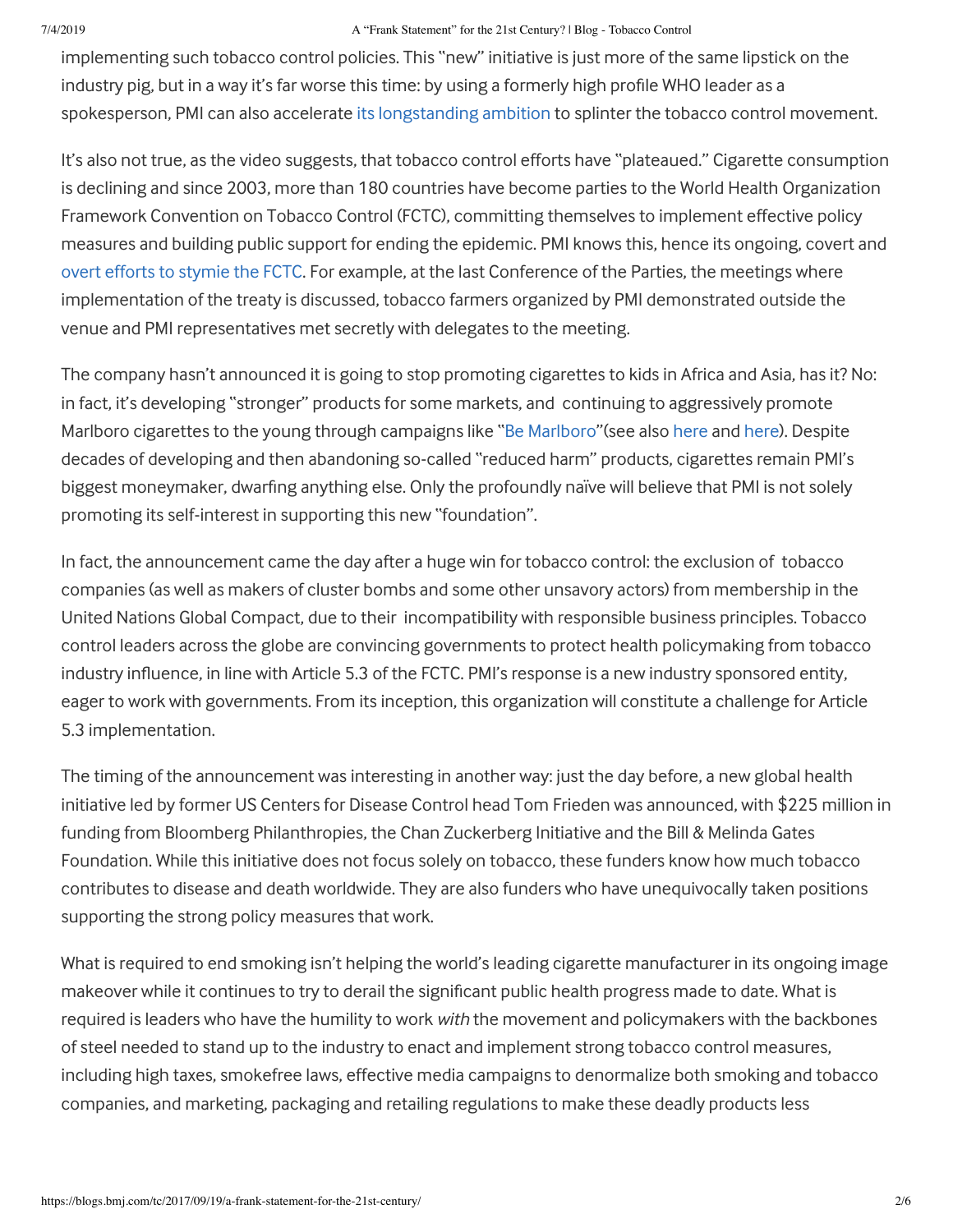implementing such tobacco control policies. This "new" initiative is just more of the same lipstick on the industry pig, but in a way it's far worse this time: by using a formerly high profile WHO leader as a spokesperson, PMI can also accelerate its longstanding ambition to splinter the tobacco control movement.

It's also not true, as the video suggests, that tobacco control efforts have "plateaued." Cigarette consumption is declining and since 2003, more than 180 countries have become parties to the World Health Organization Framework Convention on Tobacco Control (FCTC), committing themselves to implement effective policy measures and building public support for ending the epidemic. PMI knows this, hence its ongoing, covert and overt efforts to stymie the FCTC. For example, at the last Conference of the Parties, the meetings where implementation of the treaty is discussed, tobacco farmers organized by PMI demonstrated outside the venue and PMI representatives met secretly with delegates to the meeting.

The company hasn't announced it is going to stop promoting cigarettes to kids in Africa and Asia, has it? No: in fact, it's developing "stronger" products for some markets, and continuing to aggressively promote Marlboro cigarettes to the young through campaigns like "Be Marlboro"(see also here and here). Despite decades of developing and then abandoning so-called "reduced harm" products, cigarettes remain PMI's biggest moneymaker, dwarfing anything else. Only the profoundly naïve will believe that PMI is not solely promoting its self-interest in supporting this new "foundation".

In fact, the announcement came the day after a huge win for tobacco control: the exclusion of tobacco companies (as well as makers of cluster bombs and some other unsavory actors) from membership in the United Nations Global Compact, due to their incompatibility with responsible business principles. Tobacco control leaders across the globe are convincing governments to protect health policymaking from tobacco industry influence, in line with Article 5.3 of the FCTC. PMI's response is a new industry sponsored entity, eager to work with governments. From its inception, this organization will constitute a challenge for Article 5.3 implementation.

The timing of the announcement was interesting in another way: just the day before, a new global health initiative led by former US Centers for Disease Control head Tom Frieden was announced, with $225 million in funding from Bloomberg Philanthropies, the Chan Zuckerberg Initiative and the Bill & Melinda Gates Foundation. While this initiative does not focus solely on tobacco, these funders know how much tobacco contributes to disease and death worldwide. They are also funders who have unequivocally taken positions supporting the strong policy measures that work.

What is required to end smoking isn't helping the world's leading cigarette manufacturer in its ongoing image makeover while it continues to try to derail the significant public health progress made to date. What is required is leaders who have the humility to work *with* the movement and policymakers with the backbones of steel needed to stand up to the industry to enact and implement strong tobacco control measures, including high taxes, smokefree laws, effective media campaigns to denormalize both smoking and tobacco companies, and marketing, packaging and retailing regulations to make these deadly products less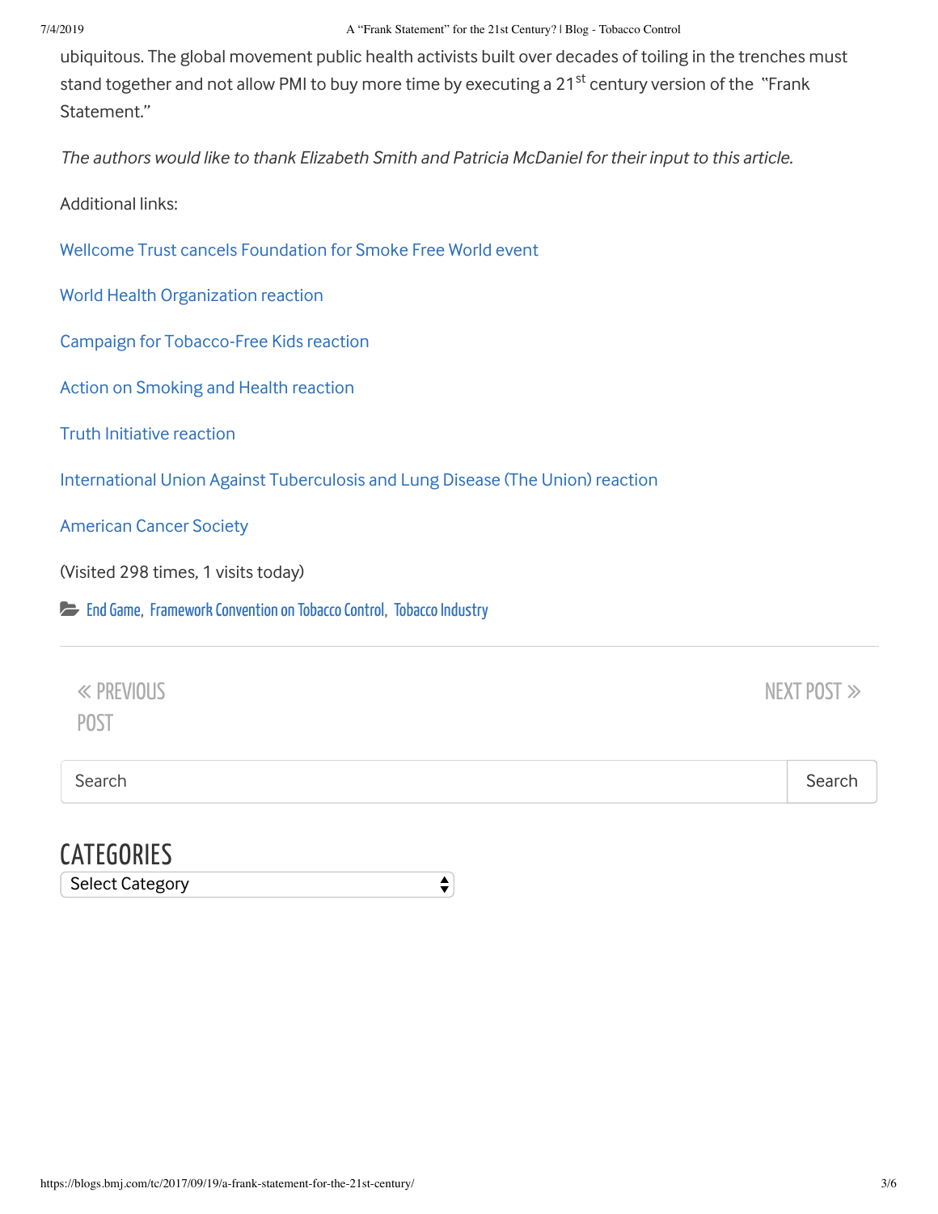ubiquitous. The global movement public health activists built over decades of toiling in the trenches must stand together and not allow PMI to buy more time by executing a 21st century version of the "Frank Statement."

*The authors would like to thank Elizabeth Smith and Patricia McDaniel for their input to this article.*

Additional links:

Wellcome Trust cancels Foundation for Smoke Free World event

World Health Organization reaction

Campaign for Tobacco-Free Kids reaction

Action on Smoking and Health reaction

Truth Initiative reaction

International Union Against Tuberculosis and Lung Disease (The Union) reaction

American Cancer Society

(Visited 298 times, 1 visits today)

End Game, Framework Convention on Tobacco Control, Tobacco Industry

« PREVIOUS POST

NEXT POST »

Search

## CATEGORIES

Select Category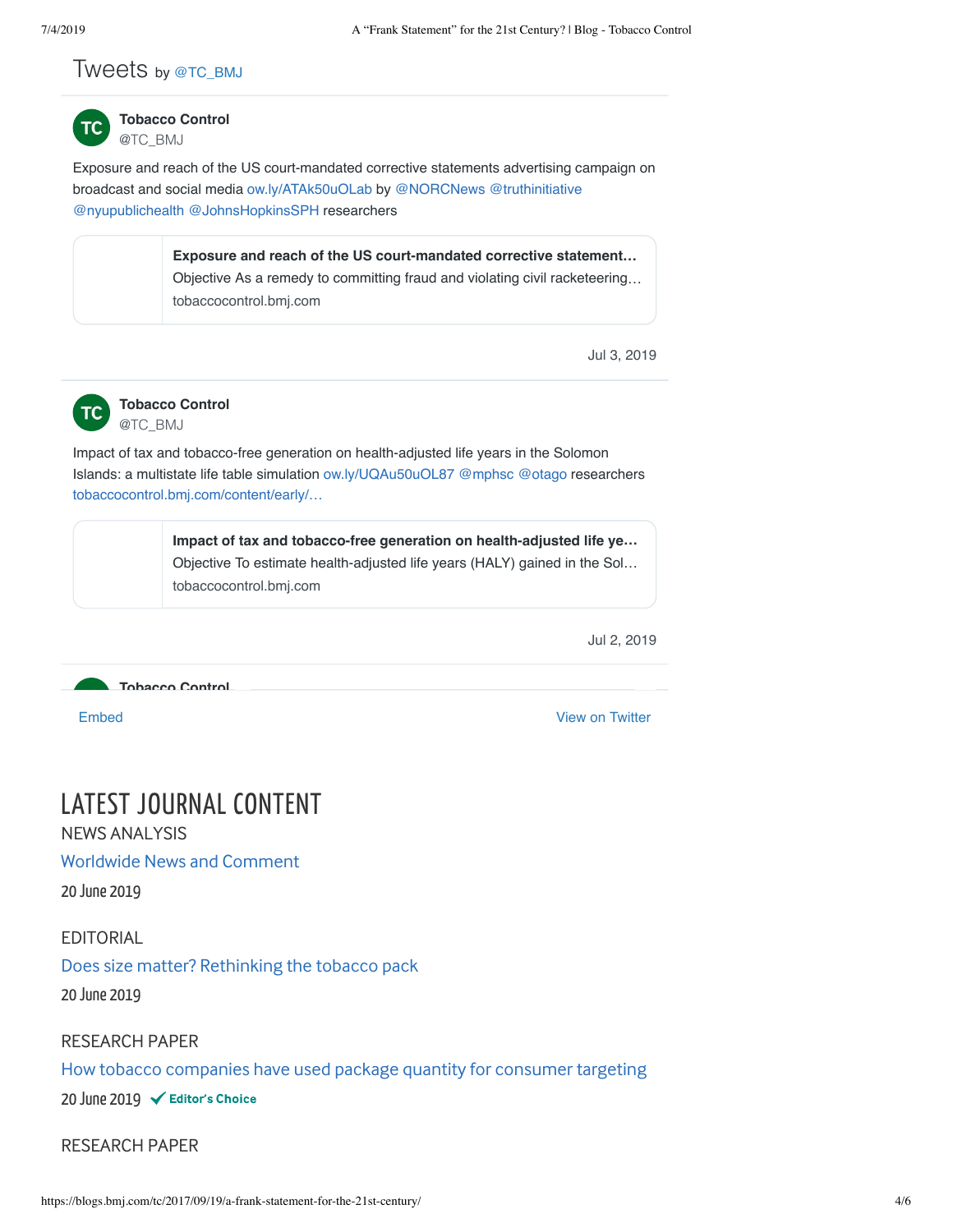## Tweets by @TC_BMJ

**Tobacco Control**
@TC_BMJ

Exposure and reach of the US court-mandated corrective statements advertising campaign on broadcast and social media ow.ly/ATAk50uOLab by @NORCNews @truthinitiative @nyupublichealth @JohnsHopkinsSPH researchers

**Exposure and reach of the US court-mandated corrective statement…**
Objective As a remedy to committing fraud and violating civil racketeering…
tobaccocontrol.bmj.com

Jul 3, 2019

**Tobacco Control**
@TC_BMJ

Impact of tax and tobacco-free generation on health-adjusted life years in the Solomon Islands: a multistate life table simulation ow.ly/UQAu50uOL87 @mphsc @otago researchers tobaccocontrol.bmj.com/content/early/…

**Impact of tax and tobacco-free generation on health-adjusted life ye…**
Objective To estimate health-adjusted life years (HALY) gained in the Sol…
tobaccocontrol.bmj.com

Jul 2, 2019

**Tobacco Control**

Embed

View on Twitter

# LATEST JOURNAL CONTENT

NEWS ANALYSIS

Worldwide News and Comment

20 June 2019

EDITORIAL

Does size matter? Rethinking the tobacco pack

20 June 2019

RESEARCH PAPER

How tobacco companies have used package quantity for consumer targeting

20 June 2019 ✔ Editor's Choice

RESEARCH PAPER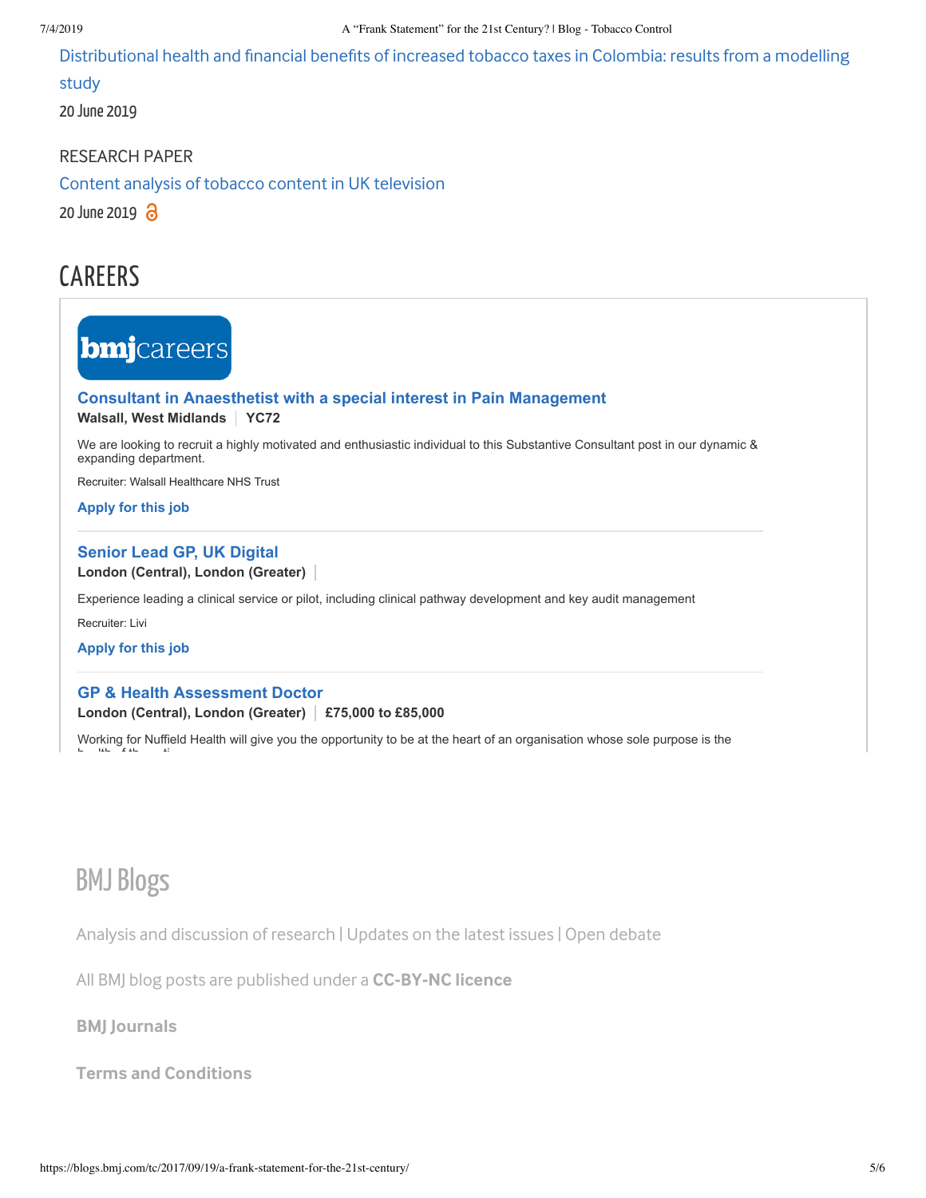Distributional health and financial benefits of increased tobacco taxes in Colombia: results from a modelling study

20 June 2019

RESEARCH PAPER

Content analysis of tobacco content in UK television

20 June 2019

## CAREERS

bmjcareers

**Consultant in Anaesthetist with a special interest in Pain Management**

**Walsall, West Midlands | YC72**

We are looking to recruit a highly motivated and enthusiastic individual to this Substantive Consultant post in our dynamic & expanding department.

Recruiter: Walsall Healthcare NHS Trust

**Apply for this job**

**Senior Lead GP, UK Digital**

**London (Central), London (Greater) |**

Experience leading a clinical service or pilot, including clinical pathway development and key audit management

Recruiter: Livi

**Apply for this job**

**GP & Health Assessment Doctor**

**London (Central), London (Greater) | £75,000 to £85,000**

Working for Nuffield Health will give you the opportunity to be at the heart of an organisation whose sole purpose is the

BMJ Blogs

Analysis and discussion of research | Updates on the latest issues | Open debate

All BMJ blog posts are published under a **CC-BY-NC licence**

**BMJ Journals**

**Terms and Conditions**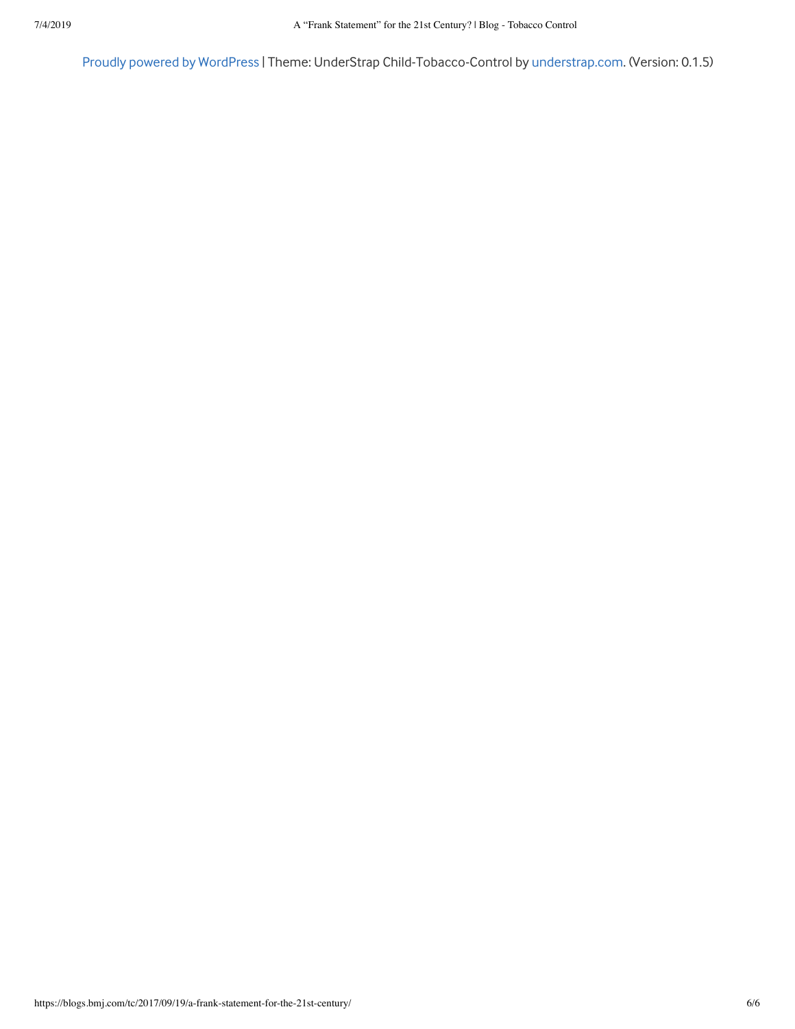Proudly powered by WordPress | Theme: UnderStrap Child-Tobacco-Control by understrap.com. (Version: 0.1.5)